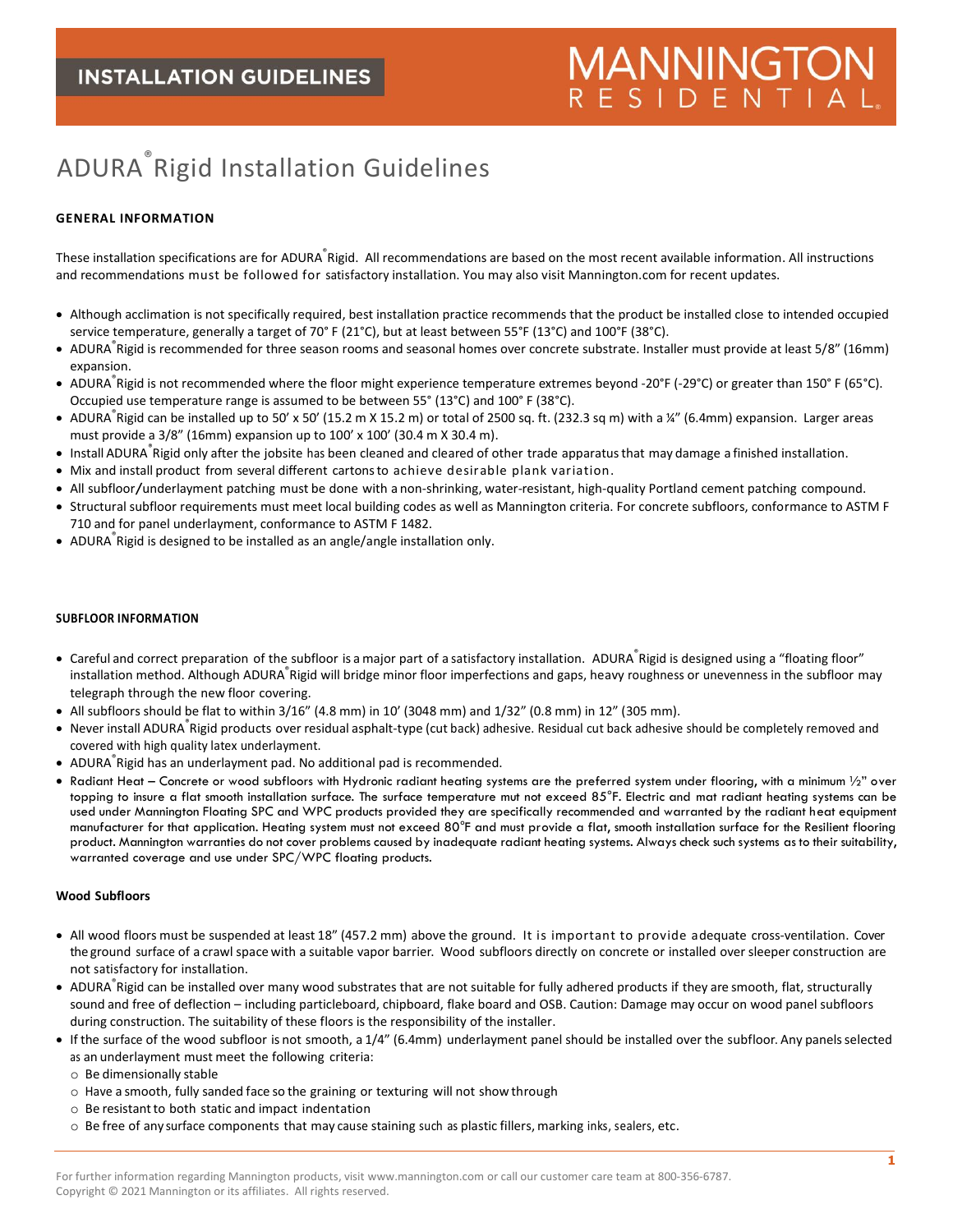INSTALLATION GUIDELINES

MANNINGTON RESIDENTIAL

# ADURA® Rigid Installation Guidelines

## GENERAL INFORMATION

These installation specifications are for ADURA® Rigid. All recommendations are based on the most recent available information. All instructions and recommendations must be followed for satisfactory installation. You may also visit Mannington.com for recent updates.

- Although acclimation is not specifically required, best installation practice recommends that the product be installed close to intended occupied service temperature, generally a target of 70° F (21°C), but at least between 55°F (13°C) and 100°F (38°C).
- ADURA® Rigid is recommended for three season rooms and seasonal homes over concrete substrate. Installer must provide at least 5/8" (16mm) expansion.
- ADURA® Rigid is not recommended where the floor might experience temperature extremes beyond -20°F (-29°C) or greater than 150° F (65°C). Occupied use temperature range is assumed to be between 55° (13°C) and 100° F (38°C).
- ADURA® Rigid can be installed up to 50' x 50' (15.2 m X 15.2 m) or total of 2500 sq. ft. (232.3 sq m) with a ¼" (6.4mm) expansion. Larger areas must provide a 3/8" (16mm) expansion up to 100' x 100' (30.4 m X 30.4 m).
- Install ADURA® Rigid only after the jobsite has been cleaned and cleared of other trade apparatus that may damage a finished installation.
- Mix and install product from several different cartons to achieve desirable plank variation.
- All subfloor/underlayment patching must be done with a non-shrinking, water-resistant, high-quality Portland cement patching compound.
- Structural subfloor requirements must meet local building codes as well as Mannington criteria. For concrete subfloors, conformance to ASTM F 710 and for panel underlayment, conformance to ASTM F 1482.
- ADURA® Rigid is designed to be installed as an angle/angle installation only.

## SUBFLOOR INFORMATION

- Careful and correct preparation of the subfloor is a major part of a satisfactory installation. ADURA® Rigid is designed using a "floating floor" installation method. Although ADURA® Rigid will bridge minor floor imperfections and gaps, heavy roughness or unevenness in the subfloor may telegraph through the new floor covering.
- All subfloors should be flat to within 3/16" (4.8 mm) in 10' (3048 mm) and 1/32" (0.8 mm) in 12" (305 mm).
- Never install ADURA® Rigid products over residual asphalt-type (cut back) adhesive. Residual cut back adhesive should be completely removed and covered with high quality latex underlayment.
- ADURA® Rigid has an underlayment pad. No additional pad is recommended.
- Radiant Heat – Concrete or wood subfloors with Hydronic radiant heating systems are the preferred system under flooring, with a minimum ½" over topping to insure a flat smooth installation surface. The surface temperature mut not exceed 85°F. Electric and mat radiant heating systems can be used under Mannington Floating SPC and WPC products provided they are specifically recommended and warranted by the radiant heat equipment manufacturer for that application. Heating system must not exceed 80°F and must provide a flat, smooth installation surface for the Resilient flooring product. Mannington warranties do not cover problems caused by inadequate radiant heating systems. Always check such systems as to their suitability, warranted coverage and use under SPC/WPC floating products.

### Wood Subfloors

- All wood floors must be suspended at least 18" (457.2 mm) above the ground. It is important to provide adequate cross-ventilation. Cover the ground surface of a crawl space with a suitable vapor barrier. Wood subfloors directly on concrete or installed over sleeper construction are not satisfactory for installation.
- ADURA® Rigid can be installed over many wood substrates that are not suitable for fully adhered products if they are smooth, flat, structurally sound and free of deflection – including particleboard, chipboard, flake board and OSB. Caution: Damage may occur on wood panel subfloors during construction. The suitability of these floors is the responsibility of the installer.
- If the surface of the wood subfloor is not smooth, a 1/4" (6.4mm) underlayment panel should be installed over the subfloor. Any panels selected as an underlayment must meet the following criteria:
  - Be dimensionally stable
  - Have a smooth, fully sanded face so the graining or texturing will not show through
  - Be resistant to both static and impact indentation
  - Be free of any surface components that may cause staining such as plastic fillers, marking inks, sealers, etc.

For further information regarding Mannington products, visit www.mannington.com or call our customer care team at 800-356-6787.
Copyright © 2021 Mannington or its affiliates. All rights reserved.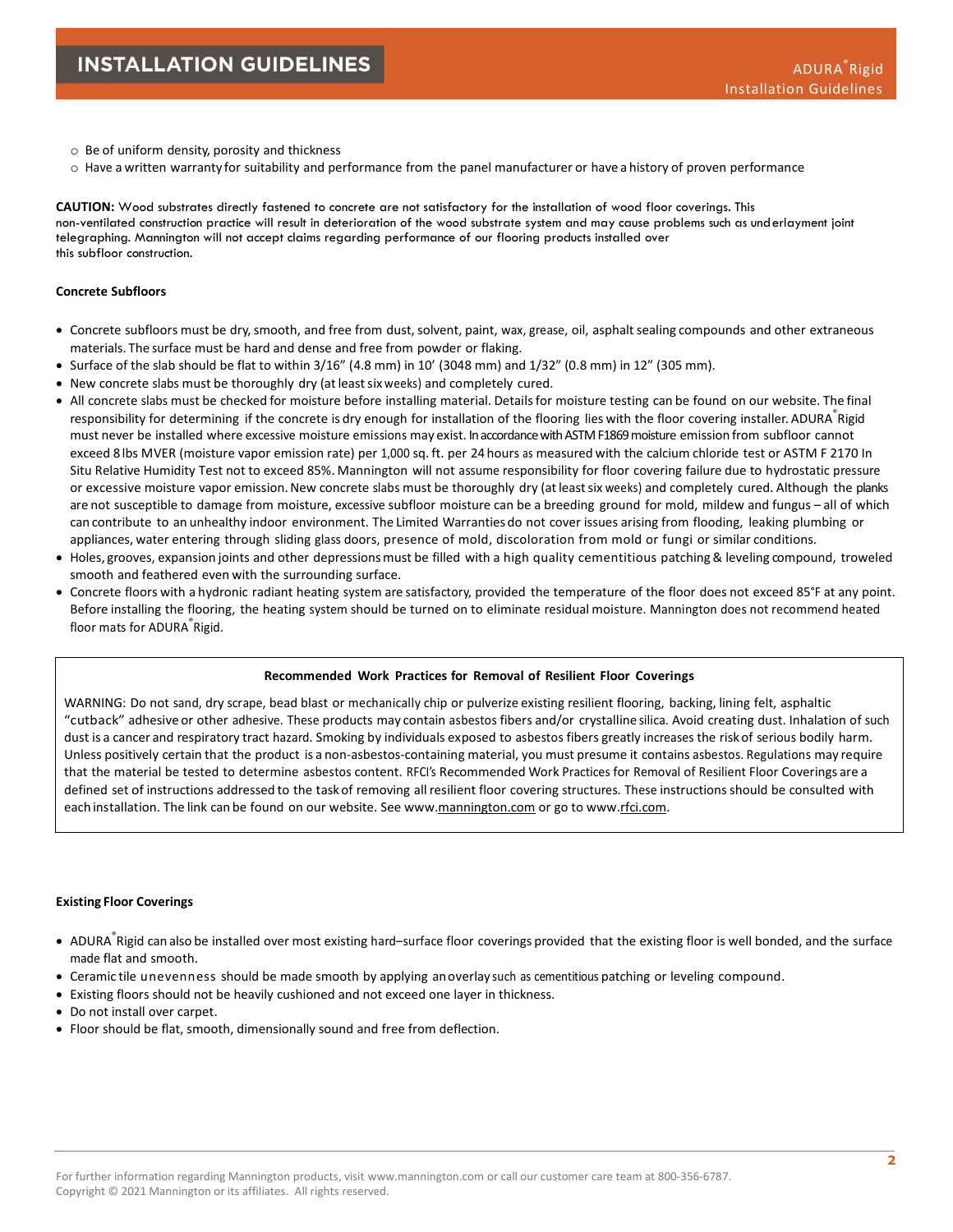- Be of uniform density, porosity and thickness
- Have a written warranty for suitability and performance from the panel manufacturer or have a history of proven performance

**CAUTION:** Wood substrates directly fastened to concrete are not satisfactory for the installation of wood floor coverings. This non-ventilated construction practice will result in deterioration of the wood substrate system and may cause problems such as underlayment joint telegraphing. Mannington will not accept claims regarding performance of our flooring products installed over this subfloor construction.

**Concrete Subfloors**

- Concrete subfloors must be dry, smooth, and free from dust, solvent, paint, wax, grease, oil, asphalt sealing compounds and other extraneous materials. The surface must be hard and dense and free from powder or flaking.
- Surface of the slab should be flat to within 3/16" (4.8 mm) in 10' (3048 mm) and 1/32" (0.8 mm) in 12" (305 mm).
- New concrete slabs must be thoroughly dry (at least six weeks) and completely cured.
- All concrete slabs must be checked for moisture before installing material. Details for moisture testing can be found on our website. The final responsibility for determining if the concrete is dry enough for installation of the flooring lies with the floor covering installer. ADURA® Rigid must never be installed where excessive moisture emissions may exist. In accordance with ASTM F1869 moisture emission from subfloor cannot exceed 8 lbs MVER (moisture vapor emission rate) per 1,000 sq. ft. per 24 hours as measured with the calcium chloride test or ASTM F 2170 In Situ Relative Humidity Test not to exceed 85%. Mannington will not assume responsibility for floor covering failure due to hydrostatic pressure or excessive moisture vapor emission. New concrete slabs must be thoroughly dry (at least six weeks) and completely cured. Although the planks are not susceptible to damage from moisture, excessive subfloor moisture can be a breeding ground for mold, mildew and fungus – all of which can contribute to an unhealthy indoor environment. The Limited Warranties do not cover issues arising from flooding, leaking plumbing or appliances, water entering through sliding glass doors, presence of mold, discoloration from mold or fungi or similar conditions.
- Holes, grooves, expansion joints and other depressions must be filled with a high quality cementitious patching & leveling compound, troweled smooth and feathered even with the surrounding surface.
- Concrete floors with a hydronic radiant heating system are satisfactory, provided the temperature of the floor does not exceed 85˚F at any point. Before installing the flooring, the heating system should be turned on to eliminate residual moisture. Mannington does not recommend heated floor mats for ADURA® Rigid.

**Recommended Work Practices for Removal of Resilient Floor Coverings**

WARNING: Do not sand, dry scrape, bead blast or mechanically chip or pulverize existing resilient flooring, backing, lining felt, asphaltic "cutback" adhesive or other adhesive. These products may contain asbestos fibers and/or crystalline silica. Avoid creating dust. Inhalation of such dust is a cancer and respiratory tract hazard. Smoking by individuals exposed to asbestos fibers greatly increases the risk of serious bodily harm. Unless positively certain that the product is a non-asbestos-containing material, you must presume it contains asbestos. Regulations may require that the material be tested to determine asbestos content. RFCI's Recommended Work Practices for Removal of Resilient Floor Coverings are a defined set of instructions addressed to the task of removing all resilient floor covering structures. These instructions should be consulted with each installation. The link can be found on our website. See www.mannington.com or go to www.rfci.com.

**Existing Floor Coverings**

- ADURA® Rigid can also be installed over most existing hard–surface floor coverings provided that the existing floor is well bonded, and the surface made flat and smooth.
- Ceramic tile unevenness should be made smooth by applying an overlay such as cementitious patching or leveling compound.
- Existing floors should not be heavily cushioned and not exceed one layer in thickness.
- Do not install over carpet.
- Floor should be flat, smooth, dimensionally sound and free from deflection.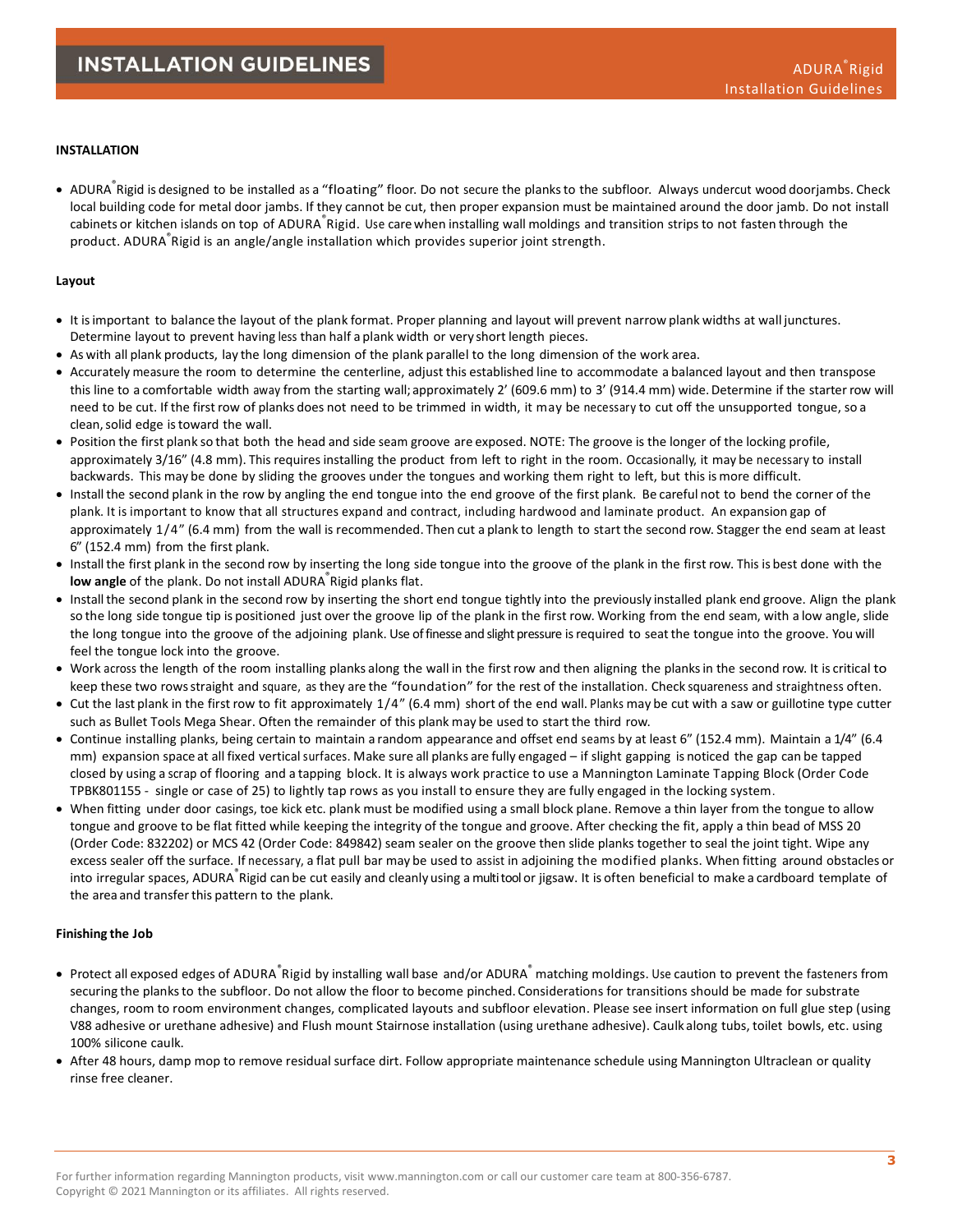## INSTALLATION

- ADURA® Rigid is designed to be installed as a "floating" floor. Do not secure the planks to the subfloor. Always undercut wood doorjambs. Check local building code for metal door jambs. If they cannot be cut, then proper expansion must be maintained around the door jamb. Do not install cabinets or kitchen islands on top of ADURA® Rigid. Use care when installing wall moldings and transition strips to not fasten through the product. ADURA® Rigid is an angle/angle installation which provides superior joint strength.

### Layout

- It is important to balance the layout of the plank format. Proper planning and layout will prevent narrow plank widths at wall junctures. Determine layout to prevent having less than half a plank width or very short length pieces.
- As with all plank products, lay the long dimension of the plank parallel to the long dimension of the work area.
- Accurately measure the room to determine the centerline, adjust this established line to accommodate a balanced layout and then transpose this line to a comfortable width away from the starting wall; approximately 2' (609.6 mm) to 3' (914.4 mm) wide. Determine if the starter row will need to be cut. If the first row of planks does not need to be trimmed in width, it may be necessary to cut off the unsupported tongue, so a clean, solid edge is toward the wall.
- Position the first plank so that both the head and side seam groove are exposed. NOTE: The groove is the longer of the locking profile, approximately 3/16" (4.8 mm). This requires installing the product from left to right in the room. Occasionally, it may be necessary to install backwards. This may be done by sliding the grooves under the tongues and working them right to left, but this is more difficult.
- Install the second plank in the row by angling the end tongue into the end groove of the first plank. Be careful not to bend the corner of the plank. It is important to know that all structures expand and contract, including hardwood and laminate product. An expansion gap of approximately 1/4" (6.4 mm) from the wall is recommended. Then cut a plank to length to start the second row. Stagger the end seam at least 6" (152.4 mm) from the first plank.
- Install the first plank in the second row by inserting the long side tongue into the groove of the plank in the first row. This is best done with the **low angle** of the plank. Do not install ADURA® Rigid planks flat.
- Install the second plank in the second row by inserting the short end tongue tightly into the previously installed plank end groove. Align the plank so the long side tongue tip is positioned just over the groove lip of the plank in the first row. Working from the end seam, with a low angle, slide the long tongue into the groove of the adjoining plank. Use of finesse and slight pressure is required to seat the tongue into the groove. You will feel the tongue lock into the groove.
- Work across the length of the room installing planks along the wall in the first row and then aligning the planks in the second row. It is critical to keep these two rows straight and square, as they are the "foundation" for the rest of the installation. Check squareness and straightness often.
- Cut the last plank in the first row to fit approximately 1/4" (6.4 mm) short of the end wall. Planks may be cut with a saw or guillotine type cutter such as Bullet Tools Mega Shear. Often the remainder of this plank may be used to start the third row.
- Continue installing planks, being certain to maintain a random appearance and offset end seams by at least 6" (152.4 mm). Maintain a 1/4" (6.4 mm) expansion space at all fixed vertical surfaces. Make sure all planks are fully engaged – if slight gapping is noticed the gap can be tapped closed by using a scrap of flooring and a tapping block. It is always work practice to use a Mannington Laminate Tapping Block (Order Code TPBK801155 - single or case of 25) to lightly tap rows as you install to ensure they are fully engaged in the locking system.
- When fitting under door casings, toe kick etc. plank must be modified using a small block plane. Remove a thin layer from the tongue to allow tongue and groove to be flat fitted while keeping the integrity of the tongue and groove. After checking the fit, apply a thin bead of MSS 20 (Order Code: 832202) or MCS 42 (Order Code: 849842) seam sealer on the groove then slide planks together to seal the joint tight. Wipe any excess sealer off the surface. If necessary, a flat pull bar may be used to assist in adjoining the modified planks. When fitting around obstacles or into irregular spaces, ADURA® Rigid can be cut easily and cleanly using a multi tool or jigsaw. It is often beneficial to make a cardboard template of the area and transfer this pattern to the plank.

### Finishing the Job

- Protect all exposed edges of ADURA® Rigid by installing wall base and/or ADURA® matching moldings. Use caution to prevent the fasteners from securing the planks to the subfloor. Do not allow the floor to become pinched. Considerations for transitions should be made for substrate changes, room to room environment changes, complicated layouts and subfloor elevation. Please see insert information on full glue step (using V88 adhesive or urethane adhesive) and Flush mount Stairnose installation (using urethane adhesive). Caulk along tubs, toilet bowls, etc. using 100% silicone caulk.
- After 48 hours, damp mop to remove residual surface dirt. Follow appropriate maintenance schedule using Mannington Ultraclean or quality rinse free cleaner.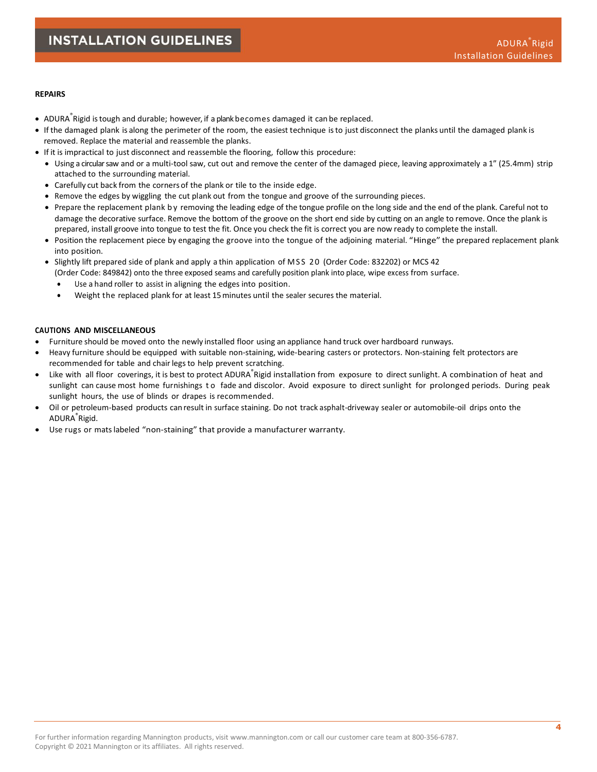**REPAIRS**

- ADURA® Rigid is tough and durable; however, if a plank becomes damaged it can be replaced.
- If the damaged plank is along the perimeter of the room, the easiest technique is to just disconnect the planks until the damaged plank is removed. Replace the material and reassemble the planks.
- If it is impractical to just disconnect and reassemble the flooring, follow this procedure:
  - Using a circular saw and or a multi-tool saw, cut out and remove the center of the damaged piece, leaving approximately a 1" (25.4mm) strip attached to the surrounding material.
  - Carefully cut back from the corners of the plank or tile to the inside edge.
  - Remove the edges by wiggling the cut plank out from the tongue and groove of the surrounding pieces.
  - Prepare the replacement plank by removing the leading edge of the tongue profile on the long side and the end of the plank. Careful not to damage the decorative surface. Remove the bottom of the groove on the short end side by cutting on an angle to remove. Once the plank is prepared, install groove into tongue to test the fit. Once you check the fit is correct you are now ready to complete the install.
  - Position the replacement piece by engaging the groove into the tongue of the adjoining material. "Hinge" the prepared replacement plank into position.
  - Slightly lift prepared side of plank and apply a thin application of MSS 20 (Order Code: 832202) or MCS 42 (Order Code: 849842) onto the three exposed seams and carefully position plank into place, wipe excess from surface.
    - Use a hand roller to assist in aligning the edges into position.
    - Weight the replaced plank for at least 15 minutes until the sealer secures the material.

**CAUTIONS AND MISCELLANEOUS**

- Furniture should be moved onto the newly installed floor using an appliance hand truck over hardboard runways.
- Heavy furniture should be equipped with suitable non-staining, wide-bearing casters or protectors. Non-staining felt protectors are recommended for table and chair legs to help prevent scratching.
- Like with all floor coverings, it is best to protect ADURA® Rigid installation from exposure to direct sunlight. A combination of heat and sunlight can cause most home furnishings to fade and discolor. Avoid exposure to direct sunlight for prolonged periods. During peak sunlight hours, the use of blinds or drapes is recommended.
- Oil or petroleum-based products can result in surface staining. Do not track asphalt-driveway sealer or automobile-oil drips onto the ADURA® Rigid.
- Use rugs or mats labeled "non-staining" that provide a manufacturer warranty.

For further information regarding Mannington products, visit www.mannington.com or call our customer care team at 800-356-6787.
Copyright © 2021 Mannington or its affiliates. All rights reserved.